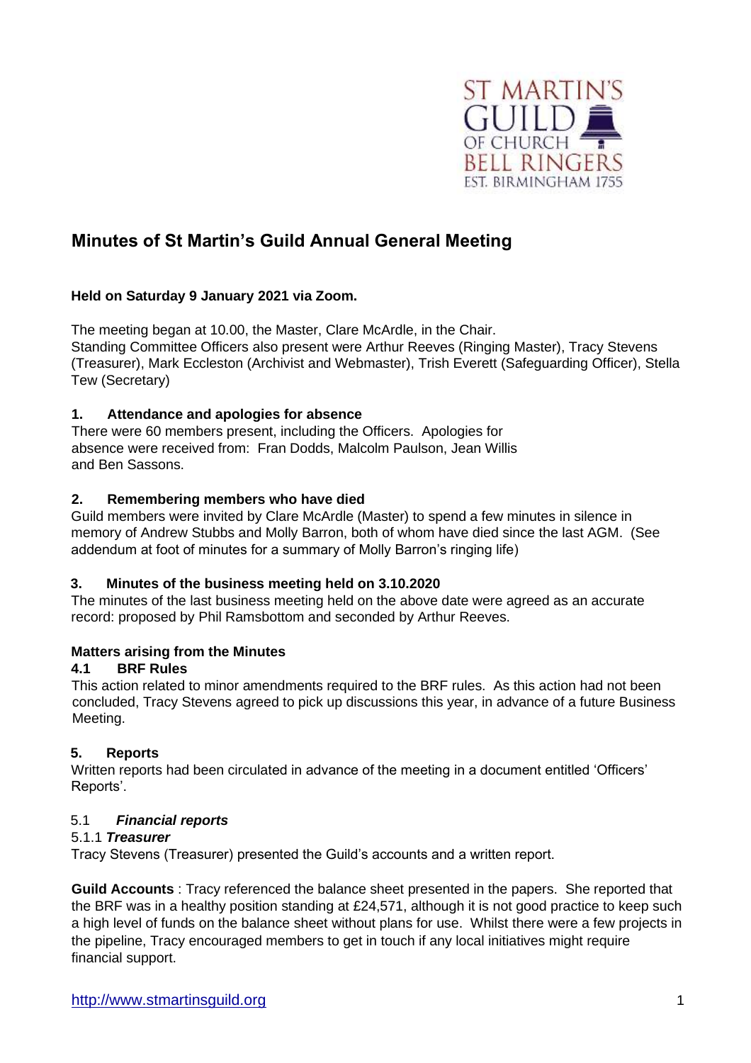ST MARTIN'S GUILD OF CHURCH BELL RINGERS EST. BIRMINGHAM 1755

# Minutes of St Martin's Guild Annual General Meeting

**Held on Saturday 9 January 2021 via Zoom.**

The meeting began at 10.00, the Master, Clare McArdle, in the Chair.
Standing Committee Officers also present were Arthur Reeves (Ringing Master), Tracy Stevens (Treasurer), Mark Eccleston (Archivist and Webmaster), Trish Everett (Safeguarding Officer), Stella Tew (Secretary)

### 1. Attendance and apologies for absence

There were 60 members present, including the Officers. Apologies for absence were received from: Fran Dodds, Malcolm Paulson, Jean Willis and Ben Sassons.

### 2. Remembering members who have died

Guild members were invited by Clare McArdle (Master) to spend a few minutes in silence in memory of Andrew Stubbs and Molly Barron, both of whom have died since the last AGM. (See addendum at foot of minutes for a summary of Molly Barron's ringing life)

### 3. Minutes of the business meeting held on 3.10.2020

The minutes of the last business meeting held on the above date were agreed as an accurate record: proposed by Phil Ramsbottom and seconded by Arthur Reeves.

### Matters arising from the Minutes

#### 4.1 BRF Rules

This action related to minor amendments required to the BRF rules. As this action had not been concluded, Tracy Stevens agreed to pick up discussions this year, in advance of a future Business Meeting.

### 5. Reports

Written reports had been circulated in advance of the meeting in a document entitled 'Officers' Reports'.

#### 5.1 *Financial reports*

##### 5.1.1 *Treasurer*

Tracy Stevens (Treasurer) presented the Guild's accounts and a written report.

**Guild Accounts** : Tracy referenced the balance sheet presented in the papers. She reported that the BRF was in a healthy position standing at £24,571, although it is not good practice to keep such a high level of funds on the balance sheet without plans for use. Whilst there were a few projects in the pipeline, Tracy encouraged members to get in touch if any local initiatives might require financial support.

http://www.stmartinsguild.org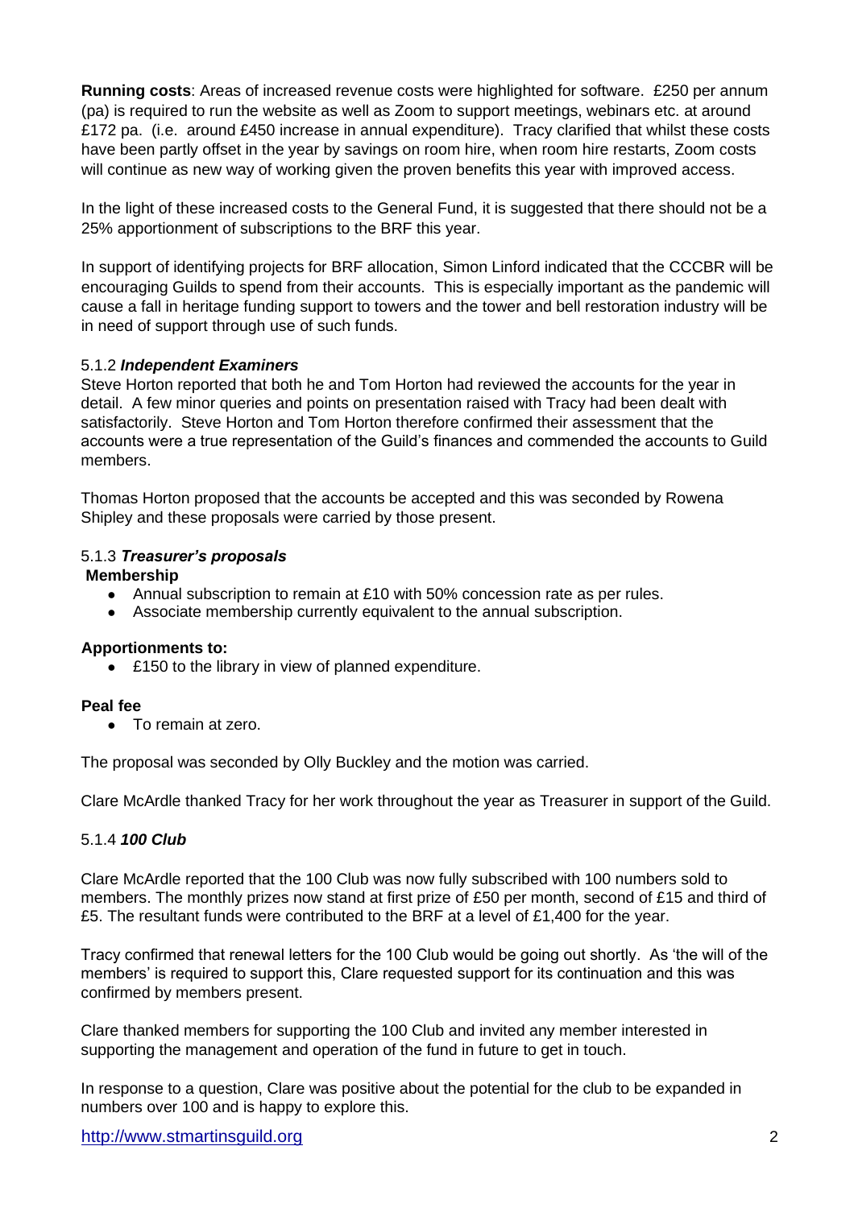**Running costs**: Areas of increased revenue costs were highlighted for software. £250 per annum (pa) is required to run the website as well as Zoom to support meetings, webinars etc. at around £172 pa. (i.e. around £450 increase in annual expenditure). Tracy clarified that whilst these costs have been partly offset in the year by savings on room hire, when room hire restarts, Zoom costs will continue as new way of working given the proven benefits this year with improved access.

In the light of these increased costs to the General Fund, it is suggested that there should not be a 25% apportionment of subscriptions to the BRF this year.

In support of identifying projects for BRF allocation, Simon Linford indicated that the CCCBR will be encouraging Guilds to spend from their accounts. This is especially important as the pandemic will cause a fall in heritage funding support to towers and the tower and bell restoration industry will be in need of support through use of such funds.

#### 5.1.2 ***Independent Examiners***

Steve Horton reported that both he and Tom Horton had reviewed the accounts for the year in detail. A few minor queries and points on presentation raised with Tracy had been dealt with satisfactorily. Steve Horton and Tom Horton therefore confirmed their assessment that the accounts were a true representation of the Guild's finances and commended the accounts to Guild members.

Thomas Horton proposed that the accounts be accepted and this was seconded by Rowena Shipley and these proposals were carried by those present.

#### 5.1.3 ***Treasurer's proposals***

**Membership**

- Annual subscription to remain at £10 with 50% concession rate as per rules.
- Associate membership currently equivalent to the annual subscription.

**Apportionments to:**

- £150 to the library in view of planned expenditure.

**Peal fee**

- To remain at zero.

The proposal was seconded by Olly Buckley and the motion was carried.

Clare McArdle thanked Tracy for her work throughout the year as Treasurer in support of the Guild.

#### 5.1.4 ***100 Club***

Clare McArdle reported that the 100 Club was now fully subscribed with 100 numbers sold to members. The monthly prizes now stand at first prize of £50 per month, second of £15 and third of £5. The resultant funds were contributed to the BRF at a level of £1,400 for the year.

Tracy confirmed that renewal letters for the 100 Club would be going out shortly. As 'the will of the members' is required to support this, Clare requested support for its continuation and this was confirmed by members present.

Clare thanked members for supporting the 100 Club and invited any member interested in supporting the management and operation of the fund in future to get in touch.

In response to a question, Clare was positive about the potential for the club to be expanded in numbers over 100 and is happy to explore this.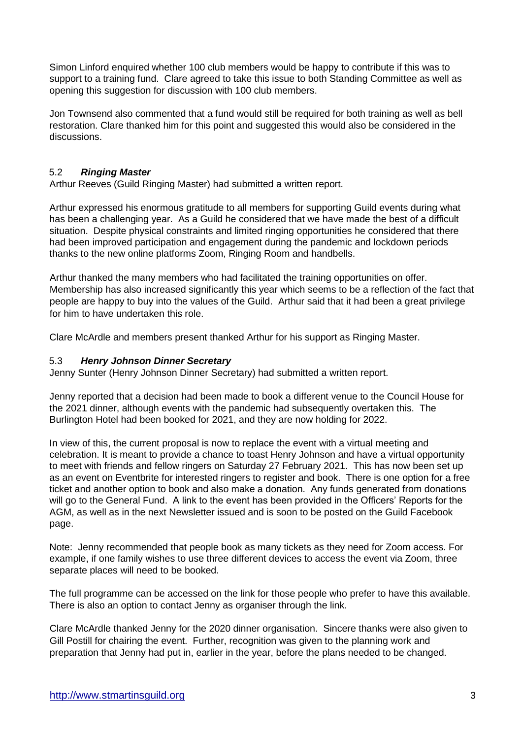Simon Linford enquired whether 100 club members would be happy to contribute if this was to support to a training fund. Clare agreed to take this issue to both Standing Committee as well as opening this suggestion for discussion with 100 club members.

Jon Townsend also commented that a fund would still be required for both training as well as bell restoration. Clare thanked him for this point and suggested this would also be considered in the discussions.

### 5.2 ***Ringing Master***

Arthur Reeves (Guild Ringing Master) had submitted a written report.

Arthur expressed his enormous gratitude to all members for supporting Guild events during what has been a challenging year. As a Guild he considered that we have made the best of a difficult situation. Despite physical constraints and limited ringing opportunities he considered that there had been improved participation and engagement during the pandemic and lockdown periods thanks to the new online platforms Zoom, Ringing Room and handbells.

Arthur thanked the many members who had facilitated the training opportunities on offer. Membership has also increased significantly this year which seems to be a reflection of the fact that people are happy to buy into the values of the Guild. Arthur said that it had been a great privilege for him to have undertaken this role.

Clare McArdle and members present thanked Arthur for his support as Ringing Master.

### 5.3 ***Henry Johnson Dinner Secretary***

Jenny Sunter (Henry Johnson Dinner Secretary) had submitted a written report.

Jenny reported that a decision had been made to book a different venue to the Council House for the 2021 dinner, although events with the pandemic had subsequently overtaken this. The Burlington Hotel had been booked for 2021, and they are now holding for 2022.

In view of this, the current proposal is now to replace the event with a virtual meeting and celebration. It is meant to provide a chance to toast Henry Johnson and have a virtual opportunity to meet with friends and fellow ringers on Saturday 27 February 2021. This has now been set up as an event on Eventbrite for interested ringers to register and book. There is one option for a free ticket and another option to book and also make a donation. Any funds generated from donations will go to the General Fund. A link to the event has been provided in the Officers' Reports for the AGM, as well as in the next Newsletter issued and is soon to be posted on the Guild Facebook page.

Note: Jenny recommended that people book as many tickets as they need for Zoom access. For example, if one family wishes to use three different devices to access the event via Zoom, three separate places will need to be booked.

The full programme can be accessed on the link for those people who prefer to have this available. There is also an option to contact Jenny as organiser through the link.

Clare McArdle thanked Jenny for the 2020 dinner organisation. Sincere thanks were also given to Gill Postill for chairing the event. Further, recognition was given to the planning work and preparation that Jenny had put in, earlier in the year, before the plans needed to be changed.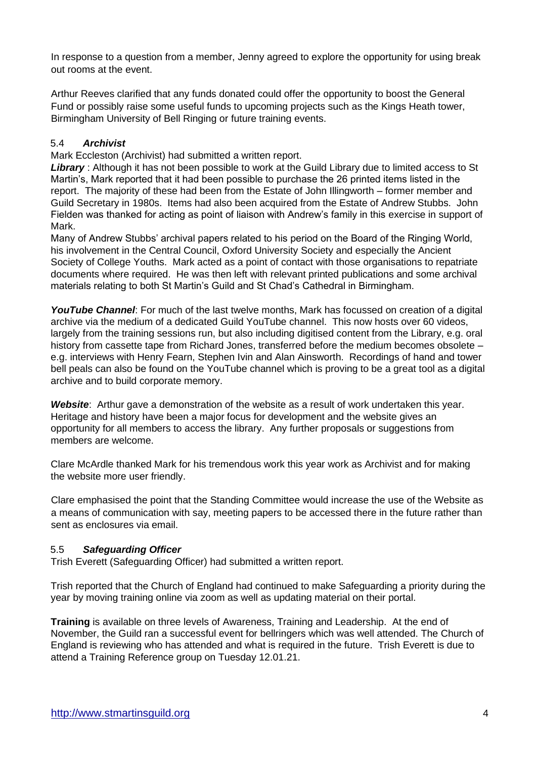In response to a question from a member, Jenny agreed to explore the opportunity for using break out rooms at the event.

Arthur Reeves clarified that any funds donated could offer the opportunity to boost the General Fund or possibly raise some useful funds to upcoming projects such as the Kings Heath tower, Birmingham University of Bell Ringing or future training events.

### 5.4 *Archivist*

Mark Eccleston (Archivist) had submitted a written report.

***Library*** : Although it has not been possible to work at the Guild Library due to limited access to St Martin's, Mark reported that it had been possible to purchase the 26 printed items listed in the report. The majority of these had been from the Estate of John Illingworth – former member and Guild Secretary in 1980s. Items had also been acquired from the Estate of Andrew Stubbs. John Fielden was thanked for acting as point of liaison with Andrew's family in this exercise in support of Mark.

Many of Andrew Stubbs' archival papers related to his period on the Board of the Ringing World, his involvement in the Central Council, Oxford University Society and especially the Ancient Society of College Youths. Mark acted as a point of contact with those organisations to repatriate documents where required. He was then left with relevant printed publications and some archival materials relating to both St Martin's Guild and St Chad's Cathedral in Birmingham.

***YouTube Channel***: For much of the last twelve months, Mark has focussed on creation of a digital archive via the medium of a dedicated Guild YouTube channel. This now hosts over 60 videos, largely from the training sessions run, but also including digitised content from the Library, e.g. oral history from cassette tape from Richard Jones, transferred before the medium becomes obsolete – e.g. interviews with Henry Fearn, Stephen Ivin and Alan Ainsworth. Recordings of hand and tower bell peals can also be found on the YouTube channel which is proving to be a great tool as a digital archive and to build corporate memory.

***Website***: Arthur gave a demonstration of the website as a result of work undertaken this year. Heritage and history have been a major focus for development and the website gives an opportunity for all members to access the library. Any further proposals or suggestions from members are welcome.

Clare McArdle thanked Mark for his tremendous work this year work as Archivist and for making the website more user friendly.

Clare emphasised the point that the Standing Committee would increase the use of the Website as a means of communication with say, meeting papers to be accessed there in the future rather than sent as enclosures via email.

### 5.5 *Safeguarding Officer*

Trish Everett (Safeguarding Officer) had submitted a written report.

Trish reported that the Church of England had continued to make Safeguarding a priority during the year by moving training online via zoom as well as updating material on their portal.

**Training** is available on three levels of Awareness, Training and Leadership. At the end of November, the Guild ran a successful event for bellringers which was well attended. The Church of England is reviewing who has attended and what is required in the future. Trish Everett is due to attend a Training Reference group on Tuesday 12.01.21.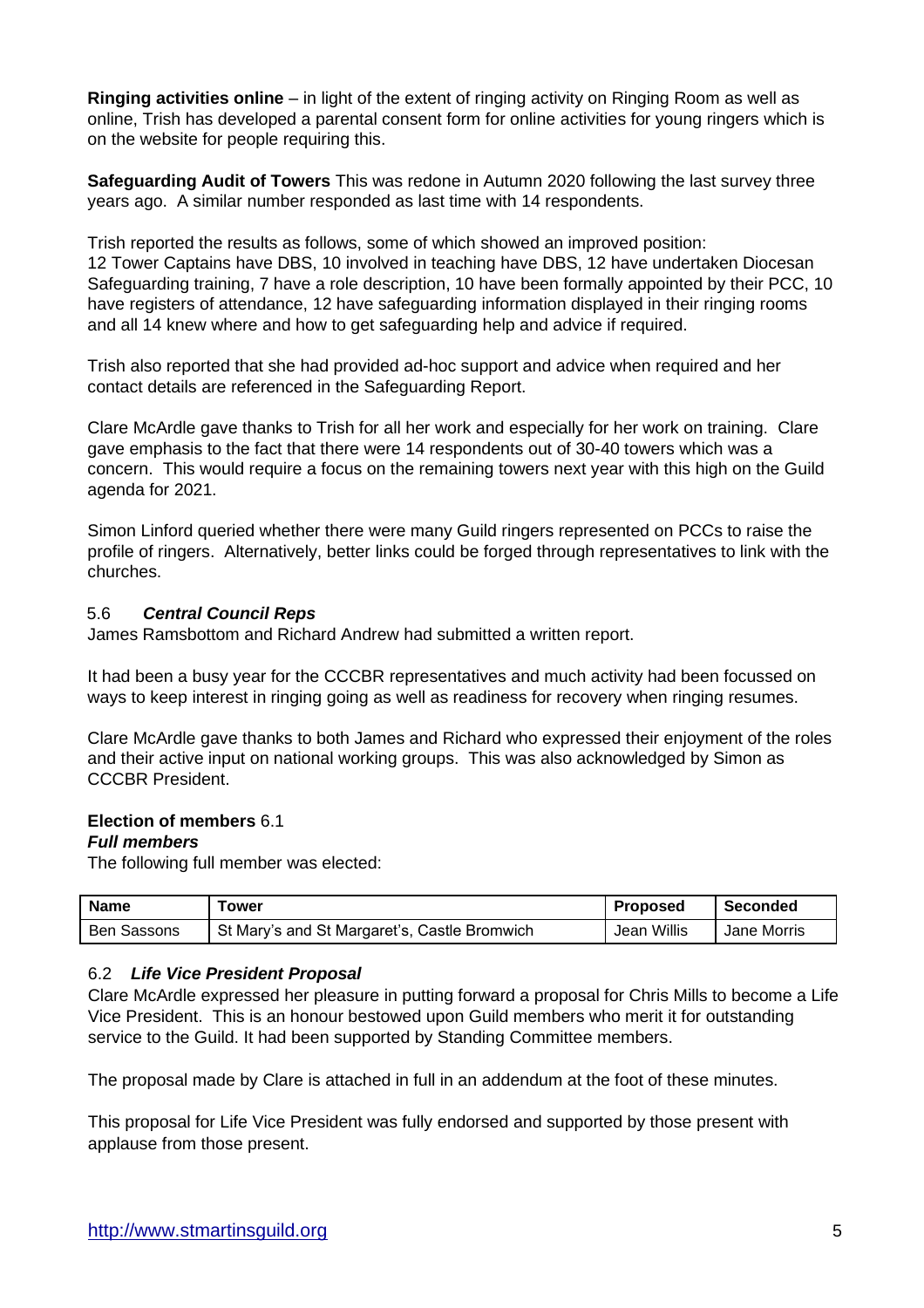**Ringing activities online** – in light of the extent of ringing activity on Ringing Room as well as online, Trish has developed a parental consent form for online activities for young ringers which is on the website for people requiring this.

**Safeguarding Audit of Towers** This was redone in Autumn 2020 following the last survey three years ago. A similar number responded as last time with 14 respondents.

Trish reported the results as follows, some of which showed an improved position:
12 Tower Captains have DBS, 10 involved in teaching have DBS, 12 have undertaken Diocesan Safeguarding training, 7 have a role description, 10 have been formally appointed by their PCC, 10 have registers of attendance, 12 have safeguarding information displayed in their ringing rooms and all 14 knew where and how to get safeguarding help and advice if required.

Trish also reported that she had provided ad-hoc support and advice when required and her contact details are referenced in the Safeguarding Report.

Clare McArdle gave thanks to Trish for all her work and especially for her work on training. Clare gave emphasis to the fact that there were 14 respondents out of 30-40 towers which was a concern. This would require a focus on the remaining towers next year with this high on the Guild agenda for 2021.

Simon Linford queried whether there were many Guild ringers represented on PCCs to raise the profile of ringers. Alternatively, better links could be forged through representatives to link with the churches.

### 5.6 *Central Council Reps*

James Ramsbottom and Richard Andrew had submitted a written report.

It had been a busy year for the CCCBR representatives and much activity had been focussed on ways to keep interest in ringing going as well as readiness for recovery when ringing resumes.

Clare McArdle gave thanks to both James and Richard who expressed their enjoyment of the roles and their active input on national working groups. This was also acknowledged by Simon as CCCBR President.

### Election of members 6.1

***Full members***

The following full member was elected:

| Name | Tower | Proposed | Seconded |
|---|---|---|---|
| Ben Sassons | St Mary's and St Margaret's, Castle Bromwich | Jean Willis | Jane Morris |

### 6.2 *Life Vice President Proposal*

Clare McArdle expressed her pleasure in putting forward a proposal for Chris Mills to become a Life Vice President. This is an honour bestowed upon Guild members who merit it for outstanding service to the Guild. It had been supported by Standing Committee members.

The proposal made by Clare is attached in full in an addendum at the foot of these minutes.

This proposal for Life Vice President was fully endorsed and supported by those present with applause from those present.

http://www.stmartinsguild.org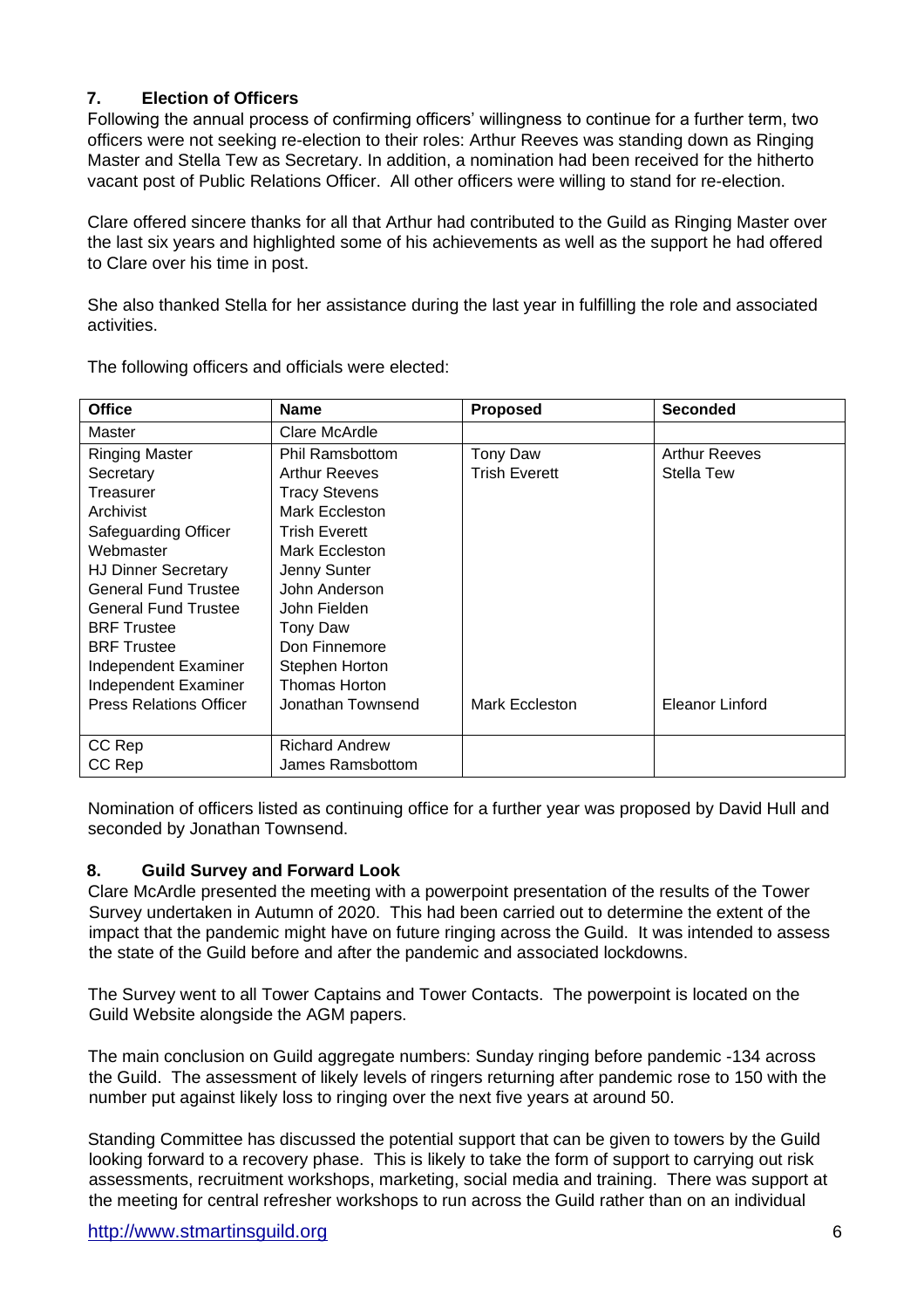## 7. Election of Officers

Following the annual process of confirming officers' willingness to continue for a further term, two officers were not seeking re-election to their roles: Arthur Reeves was standing down as Ringing Master and Stella Tew as Secretary. In addition, a nomination had been received for the hitherto vacant post of Public Relations Officer. All other officers were willing to stand for re-election.

Clare offered sincere thanks for all that Arthur had contributed to the Guild as Ringing Master over the last six years and highlighted some of his achievements as well as the support he had offered to Clare over his time in post.

She also thanked Stella for her assistance during the last year in fulfilling the role and associated activities.

The following officers and officials were elected:

| Office | Name | Proposed | Seconded |
|---|---|---|---|
| Master | Clare McArdle | | |
| Ringing Master | Phil Ramsbottom | Tony Daw | Arthur Reeves |
| Secretary | Arthur Reeves | Trish Everett | Stella Tew |
| Treasurer | Tracy Stevens | | |
| Archivist | Mark Eccleston | | |
| Safeguarding Officer | Trish Everett | | |
| Webmaster | Mark Eccleston | | |
| HJ Dinner Secretary | Jenny Sunter | | |
| General Fund Trustee | John Anderson | | |
| General Fund Trustee | John Fielden | | |
| BRF Trustee | Tony Daw | | |
| BRF Trustee | Don Finnemore | | |
| Independent Examiner | Stephen Horton | | |
| Independent Examiner | Thomas Horton | | |
| Press Relations Officer | Jonathan Townsend | Mark Eccleston | Eleanor Linford |
| CC Rep | Richard Andrew | | |
| CC Rep | James Ramsbottom | | |

Nomination of officers listed as continuing office for a further year was proposed by David Hull and seconded by Jonathan Townsend.

## 8. Guild Survey and Forward Look

Clare McArdle presented the meeting with a powerpoint presentation of the results of the Tower Survey undertaken in Autumn of 2020. This had been carried out to determine the extent of the impact that the pandemic might have on future ringing across the Guild. It was intended to assess the state of the Guild before and after the pandemic and associated lockdowns.

The Survey went to all Tower Captains and Tower Contacts. The powerpoint is located on the Guild Website alongside the AGM papers.

The main conclusion on Guild aggregate numbers: Sunday ringing before pandemic -134 across the Guild. The assessment of likely levels of ringers returning after pandemic rose to 150 with the number put against likely loss to ringing over the next five years at around 50.

Standing Committee has discussed the potential support that can be given to towers by the Guild looking forward to a recovery phase. This is likely to take the form of support to carrying out risk assessments, recruitment workshops, marketing, social media and training. There was support at the meeting for central refresher workshops to run across the Guild rather than on an individual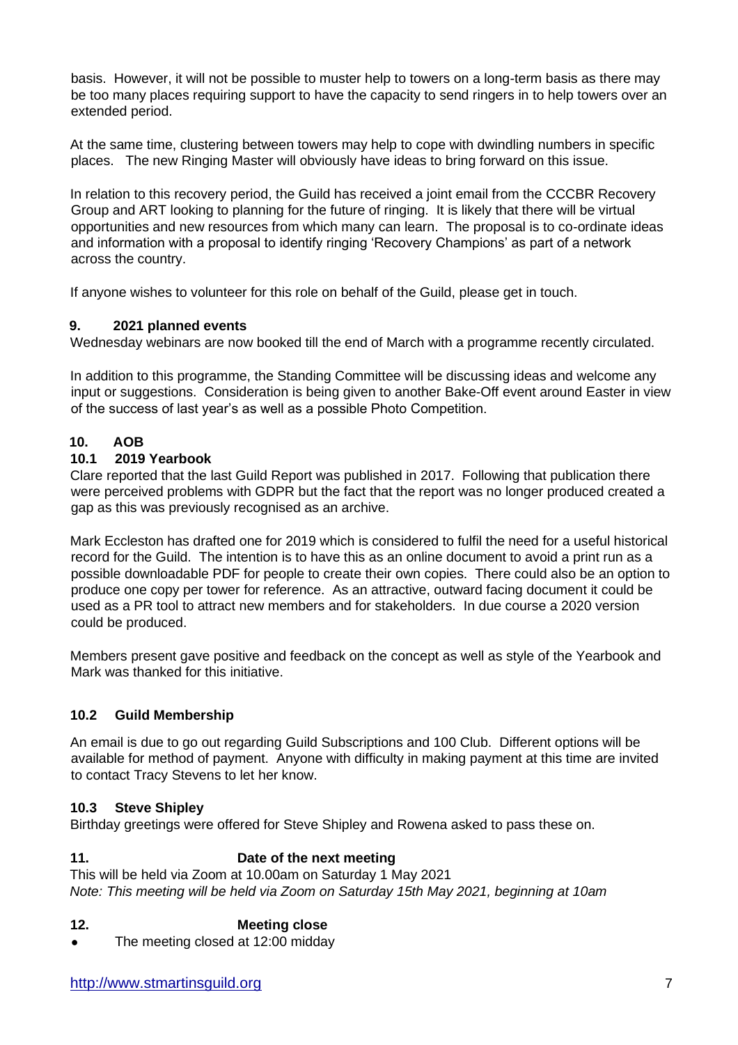basis. However, it will not be possible to muster help to towers on a long-term basis as there may be too many places requiring support to have the capacity to send ringers in to help towers over an extended period.

At the same time, clustering between towers may help to cope with dwindling numbers in specific places. The new Ringing Master will obviously have ideas to bring forward on this issue.

In relation to this recovery period, the Guild has received a joint email from the CCCBR Recovery Group and ART looking to planning for the future of ringing. It is likely that there will be virtual opportunities and new resources from which many can learn. The proposal is to co-ordinate ideas and information with a proposal to identify ringing 'Recovery Champions' as part of a network across the country.

If anyone wishes to volunteer for this role on behalf of the Guild, please get in touch.

### 9. 2021 planned events

Wednesday webinars are now booked till the end of March with a programme recently circulated.

In addition to this programme, the Standing Committee will be discussing ideas and welcome any input or suggestions. Consideration is being given to another Bake-Off event around Easter in view of the success of last year's as well as a possible Photo Competition.

### 10. AOB

#### 10.1 2019 Yearbook

Clare reported that the last Guild Report was published in 2017. Following that publication there were perceived problems with GDPR but the fact that the report was no longer produced created a gap as this was previously recognised as an archive.

Mark Eccleston has drafted one for 2019 which is considered to fulfil the need for a useful historical record for the Guild. The intention is to have this as an online document to avoid a print run as a possible downloadable PDF for people to create their own copies. There could also be an option to produce one copy per tower for reference. As an attractive, outward facing document it could be used as a PR tool to attract new members and for stakeholders. In due course a 2020 version could be produced.

Members present gave positive and feedback on the concept as well as style of the Yearbook and Mark was thanked for this initiative.

#### 10.2 Guild Membership

An email is due to go out regarding Guild Subscriptions and 100 Club. Different options will be available for method of payment. Anyone with difficulty in making payment at this time are invited to contact Tracy Stevens to let her know.

#### 10.3 Steve Shipley

Birthday greetings were offered for Steve Shipley and Rowena asked to pass these on.

### 11. Date of the next meeting

This will be held via Zoom at 10.00am on Saturday 1 May 2021

*Note: This meeting will be held via Zoom on Saturday 15th May 2021, beginning at 10am*

### 12. Meeting close

- The meeting closed at 12:00 midday

http://www.stmartinsguild.org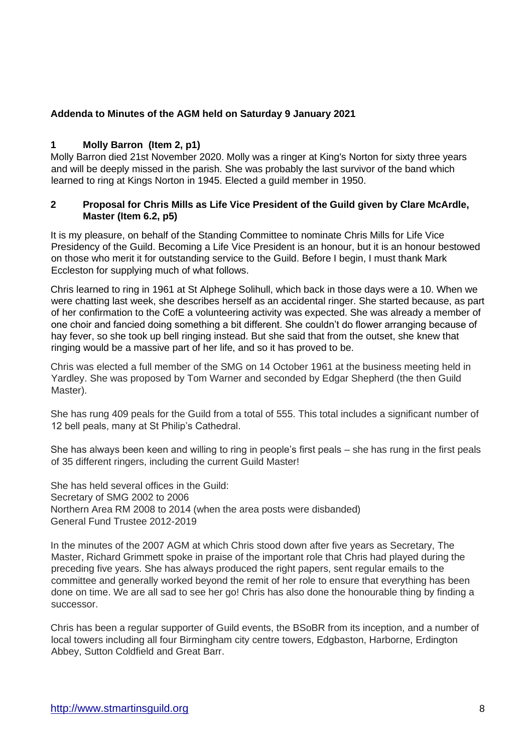**Addenda to Minutes of the AGM held on Saturday 9 January 2021**

**1 Molly Barron (Item 2, p1)**

Molly Barron died 21st November 2020. Molly was a ringer at King's Norton for sixty three years and will be deeply missed in the parish. She was probably the last survivor of the band which learned to ring at Kings Norton in 1945. Elected a guild member in 1950.

**2 Proposal for Chris Mills as Life Vice President of the Guild given by Clare McArdle, Master (Item 6.2, p5)**

It is my pleasure, on behalf of the Standing Committee to nominate Chris Mills for Life Vice Presidency of the Guild. Becoming a Life Vice President is an honour, but it is an honour bestowed on those who merit it for outstanding service to the Guild. Before I begin, I must thank Mark Eccleston for supplying much of what follows.

Chris learned to ring in 1961 at St Alphege Solihull, which back in those days were a 10. When we were chatting last week, she describes herself as an accidental ringer. She started because, as part of her confirmation to the CofE a volunteering activity was expected. She was already a member of one choir and fancied doing something a bit different. She couldn't do flower arranging because of hay fever, so she took up bell ringing instead. But she said that from the outset, she knew that ringing would be a massive part of her life, and so it has proved to be.

Chris was elected a full member of the SMG on 14 October 1961 at the business meeting held in Yardley. She was proposed by Tom Warner and seconded by Edgar Shepherd (the then Guild Master).

She has rung 409 peals for the Guild from a total of 555. This total includes a significant number of 12 bell peals, many at St Philip's Cathedral.

She has always been keen and willing to ring in people's first peals – she has rung in the first peals of 35 different ringers, including the current Guild Master!

She has held several offices in the Guild:
Secretary of SMG 2002 to 2006
Northern Area RM 2008 to 2014 (when the area posts were disbanded)
General Fund Trustee 2012-2019

In the minutes of the 2007 AGM at which Chris stood down after five years as Secretary, The Master, Richard Grimmett spoke in praise of the important role that Chris had played during the preceding five years. She has always produced the right papers, sent regular emails to the committee and generally worked beyond the remit of her role to ensure that everything has been done on time. We are all sad to see her go! Chris has also done the honourable thing by finding a successor.

Chris has been a regular supporter of Guild events, the BSoBR from its inception, and a number of local towers including all four Birmingham city centre towers, Edgbaston, Harborne, Erdington Abbey, Sutton Coldfield and Great Barr.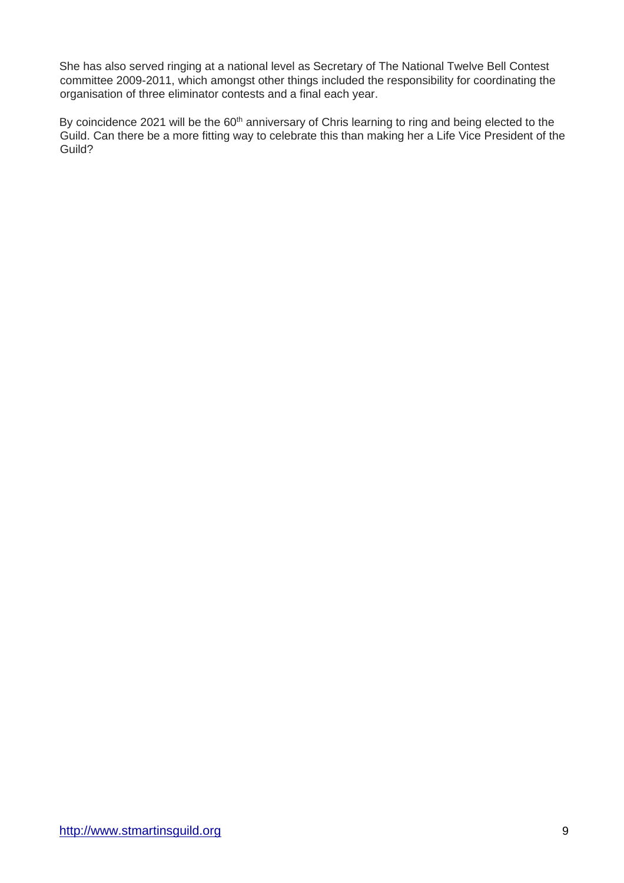She has also served ringing at a national level as Secretary of The National Twelve Bell Contest committee 2009-2011, which amongst other things included the responsibility for coordinating the organisation of three eliminator contests and a final each year.

By coincidence 2021 will be the 60th anniversary of Chris learning to ring and being elected to the Guild. Can there be a more fitting way to celebrate this than making her a Life Vice President of the Guild?